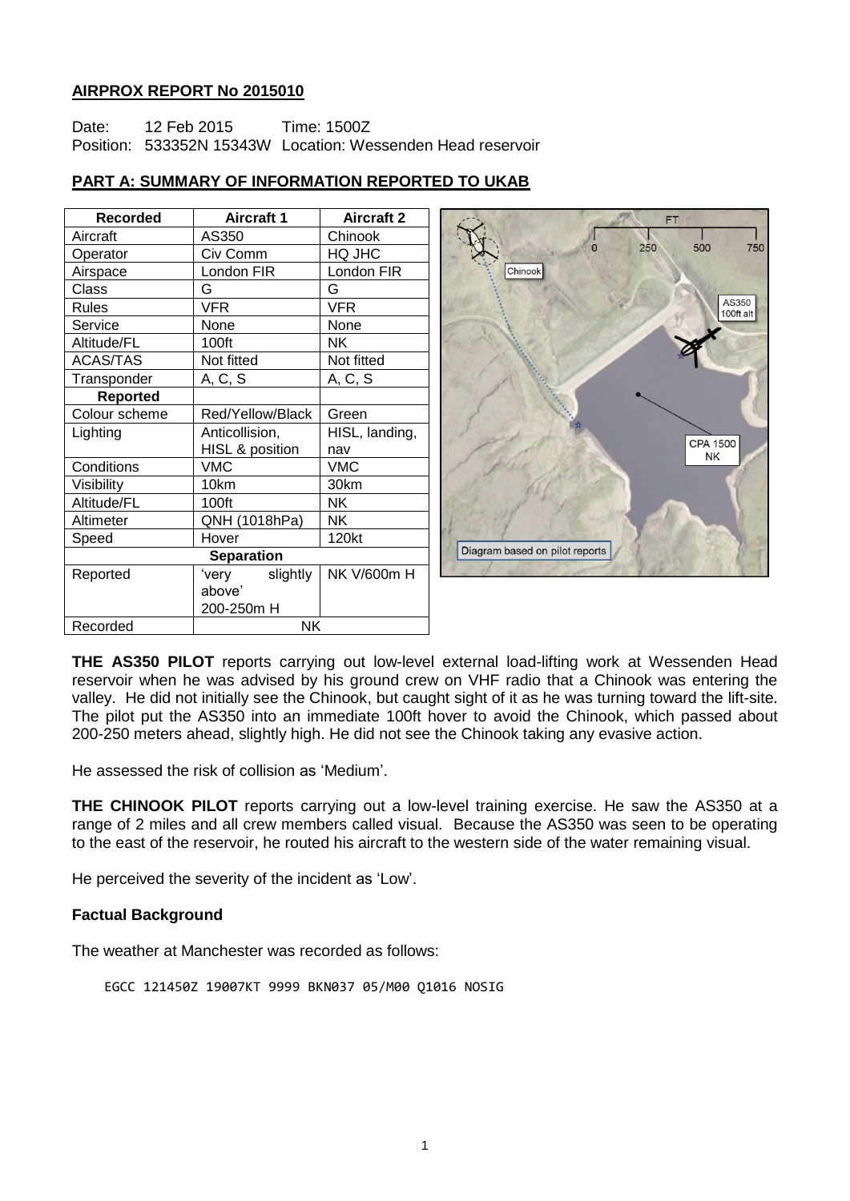**AIRPROX REPORT No 2015010**

Date: 12 Feb 2015 Time: 1500Z
Position: 533352N 15343W Location: Wessenden Head reservoir

**PART A: SUMMARY OF INFORMATION REPORTED TO UKAB**

| Recorded | Aircraft 1 | Aircraft 2 |
|---|---|---|
| Aircraft | AS350 | Chinook |
| Operator | Civ Comm | HQ JHC |
| Airspace | London FIR | London FIR |
| Class | G | G |
| Rules | VFR | VFR |
| Service | None | None |
| Altitude/FL | 100ft | NK |
| ACAS/TAS | Not fitted | Not fitted |
| Transponder | A, C, S | A, C, S |
| **Reported** | | |
| Colour scheme | Red/Yellow/Black | Green |
| Lighting | Anticollision, HISL & position | HISL, landing, nav |
| Conditions | VMC | VMC |
| Visibility | 10km | 30km |
| Altitude/FL | 100ft | NK |
| Altimeter | QNH (1018hPa) | NK |
| Speed | Hover | 120kt |
| **Separation** | | |
| Reported | 'very slightly above' 200-250m H | NK V/600m H |
| Recorded | NK | |

Diagram based on pilot reports

**THE AS350 PILOT** reports carrying out low-level external load-lifting work at Wessenden Head reservoir when he was advised by his ground crew on VHF radio that a Chinook was entering the valley. He did not initially see the Chinook, but caught sight of it as he was turning toward the lift-site. The pilot put the AS350 into an immediate 100ft hover to avoid the Chinook, which passed about 200-250 meters ahead, slightly high. He did not see the Chinook taking any evasive action.

He assessed the risk of collision as 'Medium'.

**THE CHINOOK PILOT** reports carrying out a low-level training exercise. He saw the AS350 at a range of 2 miles and all crew members called visual. Because the AS350 was seen to be operating to the east of the reservoir, he routed his aircraft to the western side of the water remaining visual.

He perceived the severity of the incident as 'Low'.

**Factual Background**

The weather at Manchester was recorded as follows:

```
EGCC 121450Z 19007KT 9999 BKN037 05/M00 Q1016 NOSIG
```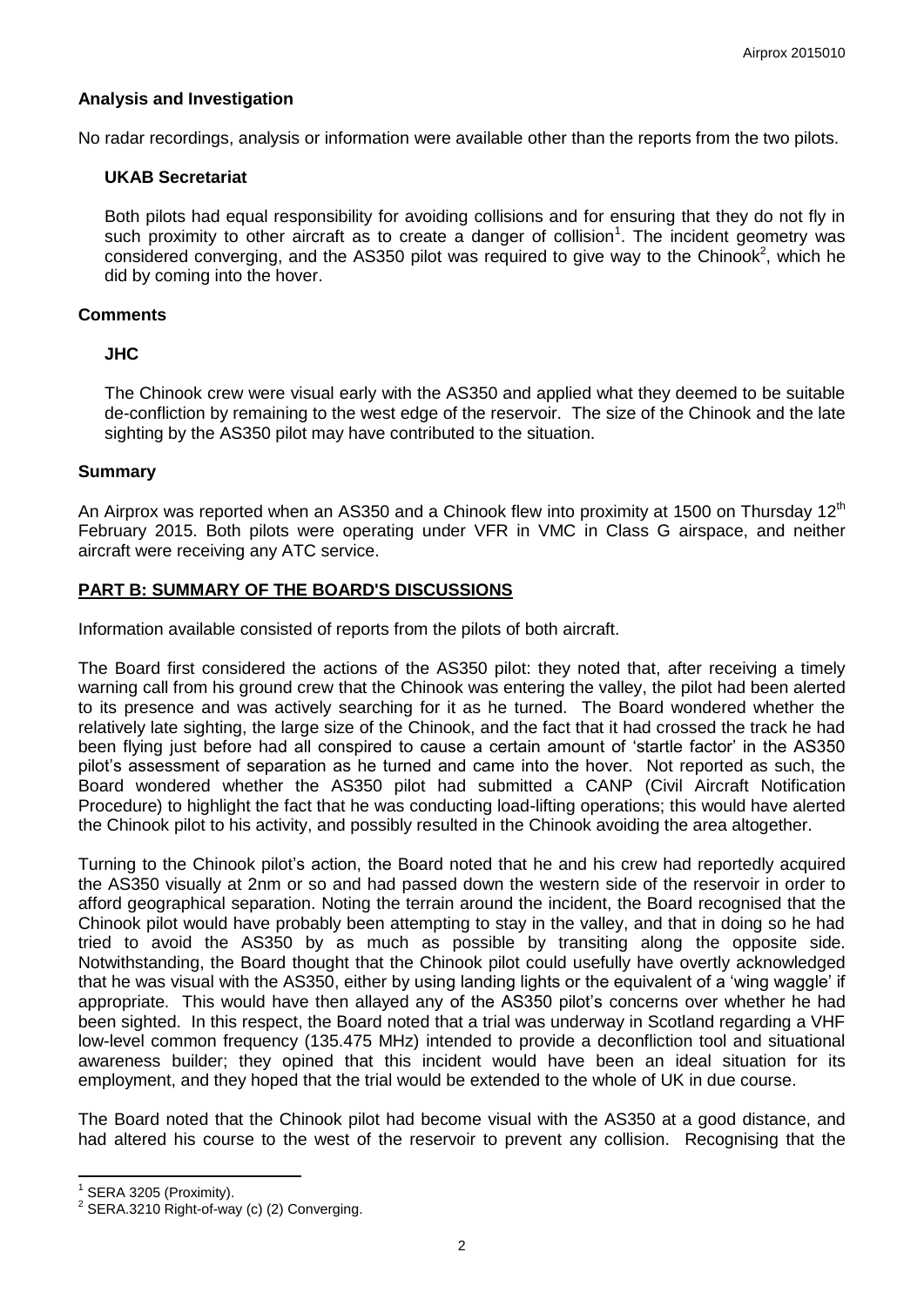### Analysis and Investigation

No radar recordings, analysis or information were available other than the reports from the two pilots.

#### UKAB Secretariat

Both pilots had equal responsibility for avoiding collisions and for ensuring that they do not fly in such proximity to other aircraft as to create a danger of collision[1]. The incident geometry was considered converging, and the AS350 pilot was required to give way to the Chinook[2], which he did by coming into the hover.

### Comments

#### JHC

The Chinook crew were visual early with the AS350 and applied what they deemed to be suitable de-confliction by remaining to the west edge of the reservoir. The size of the Chinook and the late sighting by the AS350 pilot may have contributed to the situation.

### Summary

An Airprox was reported when an AS350 and a Chinook flew into proximity at 1500 on Thursday 12[th] February 2015. Both pilots were operating under VFR in VMC in Class G airspace, and neither aircraft were receiving any ATC service.

## PART B: SUMMARY OF THE BOARD'S DISCUSSIONS

Information available consisted of reports from the pilots of both aircraft.

The Board first considered the actions of the AS350 pilot: they noted that, after receiving a timely warning call from his ground crew that the Chinook was entering the valley, the pilot had been alerted to its presence and was actively searching for it as he turned. The Board wondered whether the relatively late sighting, the large size of the Chinook, and the fact that it had crossed the track he had been flying just before had all conspired to cause a certain amount of 'startle factor' in the AS350 pilot's assessment of separation as he turned and came into the hover. Not reported as such, the Board wondered whether the AS350 pilot had submitted a CANP (Civil Aircraft Notification Procedure) to highlight the fact that he was conducting load-lifting operations; this would have alerted the Chinook pilot to his activity, and possibly resulted in the Chinook avoiding the area altogether.

Turning to the Chinook pilot's action, the Board noted that he and his crew had reportedly acquired the AS350 visually at 2nm or so and had passed down the western side of the reservoir in order to afford geographical separation. Noting the terrain around the incident, the Board recognised that the Chinook pilot would have probably been attempting to stay in the valley, and that in doing so he had tried to avoid the AS350 by as much as possible by transiting along the opposite side. Notwithstanding, the Board thought that the Chinook pilot could usefully have overtly acknowledged that he was visual with the AS350, either by using landing lights or the equivalent of a 'wing waggle' if appropriate. This would have then allayed any of the AS350 pilot's concerns over whether he had been sighted. In this respect, the Board noted that a trial was underway in Scotland regarding a VHF low-level common frequency (135.475 MHz) intended to provide a deconfliction tool and situational awareness builder; they opined that this incident would have been an ideal situation for its employment, and they hoped that the trial would be extended to the whole of UK in due course.

The Board noted that the Chinook pilot had become visual with the AS350 at a good distance, and had altered his course to the west of the reservoir to prevent any collision. Recognising that the

---

[1] SERA 3205 (Proximity).

[2] SERA.3210 Right-of-way (c) (2) Converging.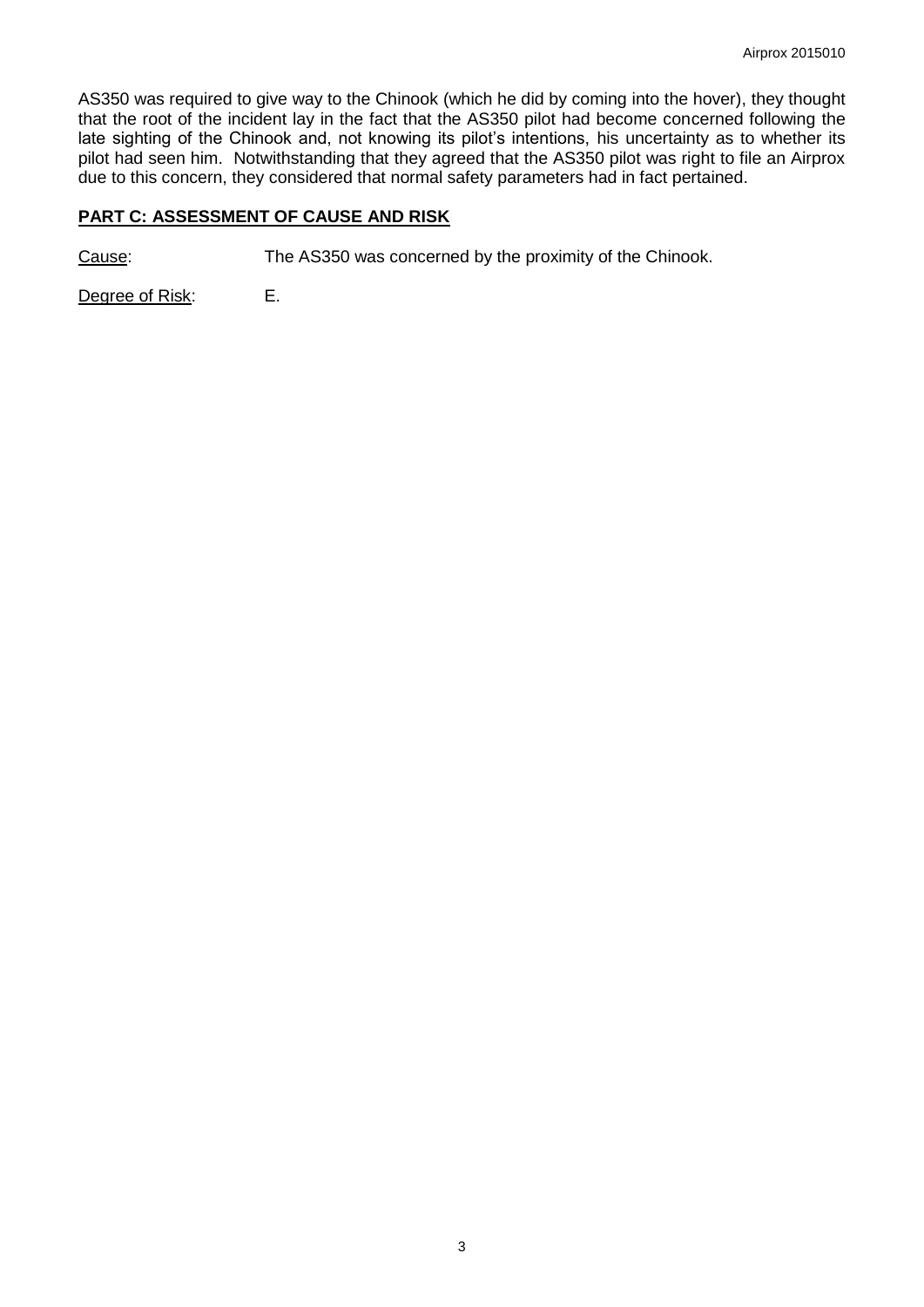AS350 was required to give way to the Chinook (which he did by coming into the hover), they thought that the root of the incident lay in the fact that the AS350 pilot had become concerned following the late sighting of the Chinook and, not knowing its pilot's intentions, his uncertainty as to whether its pilot had seen him. Notwithstanding that they agreed that the AS350 pilot was right to file an Airprox due to this concern, they considered that normal safety parameters had in fact pertained.

## PART C: ASSESSMENT OF CAUSE AND RISK

Cause: The AS350 was concerned by the proximity of the Chinook.

Degree of Risk: E.